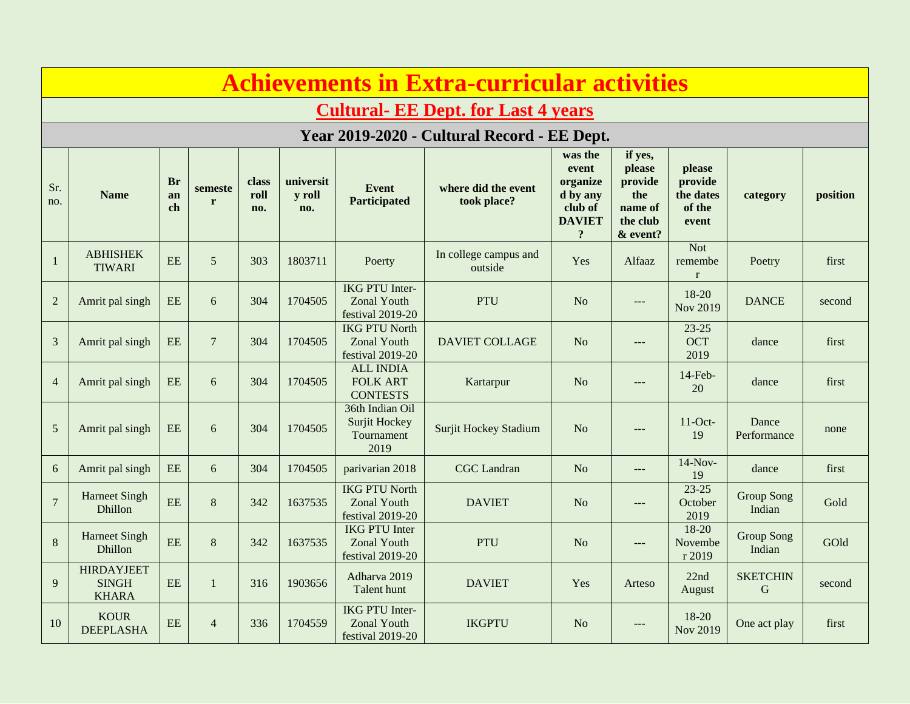# Achievements in Extra-curricular activities

## Cultural- EE Dept. for Last 4 years

### Year 2019-2020 - Cultural Record - EE Dept.

| Sr. no. | Name | Branch | semester | class roll no. | university roll no. | Event Participated | where did the event took place? | was the event organized by any club of DAVIET ? | if yes, please provide the name of the club & event? | please provide the dates of the event | category | position |
|---|---|---|---|---|---|---|---|---|---|---|---|---|
| 1 | ABHISHEK TIWARI | EE | 5 | 303 | 1803711 | Poerty | In college campus and outside | Yes | Alfaaz | Not remember | Poetry | first |
| 2 | Amrit pal singh | EE | 6 | 304 | 1704505 | IKG PTU Inter-Zonal Youth festival 2019-20 | PTU | No | --- | 18-20 Nov 2019 | DANCE | second |
| 3 | Amrit pal singh | EE | 7 | 304 | 1704505 | IKG PTU North Zonal Youth festival 2019-20 | DAVIET COLLAGE | No | --- | 23-25 OCT 2019 | dance | first |
| 4 | Amrit pal singh | EE | 6 | 304 | 1704505 | ALL INDIA FOLK ART CONTESTS | Kartarpur | No | --- | 14-Feb-20 | dance | first |
| 5 | Amrit pal singh | EE | 6 | 304 | 1704505 | 36th Indian Oil Surjit Hockey Tournament 2019 | Surjit Hockey Stadium | No | --- | 11-Oct-19 | Dance Performance | none |
| 6 | Amrit pal singh | EE | 6 | 304 | 1704505 | parivarian 2018 | CGC Landran | No | --- | 14-Nov-19 | dance | first |
| 7 | Harneet Singh Dhillon | EE | 8 | 342 | 1637535 | IKG PTU North Zonal Youth festival 2019-20 | DAVIET | No | --- | 23-25 October 2019 | Group Song Indian | Gold |
| 8 | Harneet Singh Dhillon | EE | 8 | 342 | 1637535 | IKG PTU Inter Zonal Youth festival 2019-20 | PTU | No | --- | 18-20 November 2019 | Group Song Indian | GOld |
| 9 | HIRDAYJEET SINGH KHARA | EE | 1 | 316 | 1903656 | Adharva 2019 Talent hunt | DAVIET | Yes | Arteso | 22nd August | SKETCHING | second |
| 10 | KOUR DEEPLASHA | EE | 4 | 336 | 1704559 | IKG PTU Inter-Zonal Youth festival 2019-20 | IKGPTU | No | --- | 18-20 Nov 2019 | One act play | first |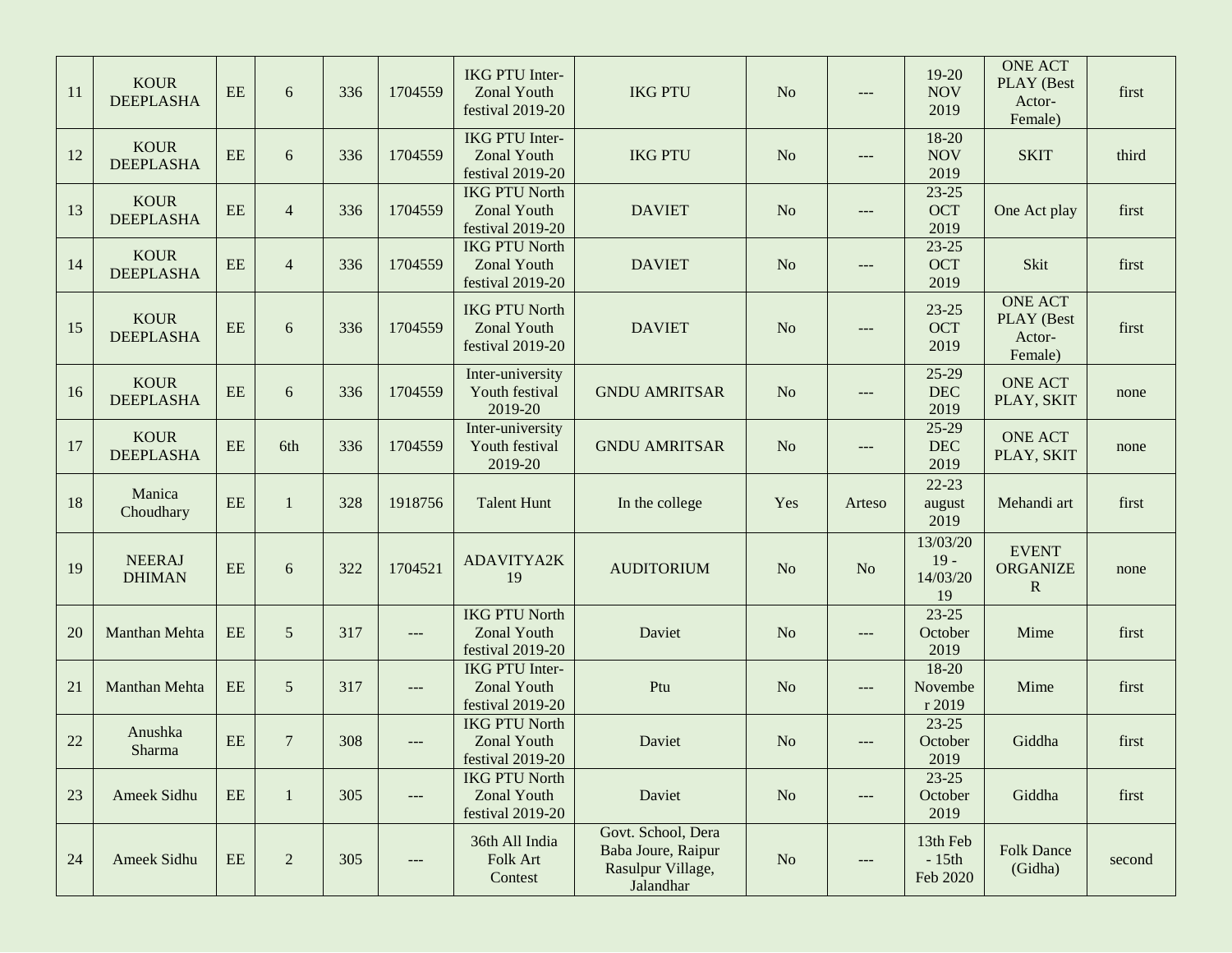| | | | | | | | | | | | | |
|---|---|---|---|---|---|---|---|---|---|---|---|---|
| 11 | KOUR DEEPLASHA | EE | 6 | 336 | 1704559 | IKG PTU Inter-Zonal Youth festival 2019-20 | IKG PTU | No | --- | 19-20 NOV 2019 | ONE ACT PLAY (Best Actor-Female) | first |
| 12 | KOUR DEEPLASHA | EE | 6 | 336 | 1704559 | IKG PTU Inter-Zonal Youth festival 2019-20 | IKG PTU | No | --- | 18-20 NOV 2019 | SKIT | third |
| 13 | KOUR DEEPLASHA | EE | 4 | 336 | 1704559 | IKG PTU North Zonal Youth festival 2019-20 | DAVIET | No | --- | 23-25 OCT 2019 | One Act play | first |
| 14 | KOUR DEEPLASHA | EE | 4 | 336 | 1704559 | IKG PTU North Zonal Youth festival 2019-20 | DAVIET | No | --- | 23-25 OCT 2019 | Skit | first |
| 15 | KOUR DEEPLASHA | EE | 6 | 336 | 1704559 | IKG PTU North Zonal Youth festival 2019-20 | DAVIET | No | --- | 23-25 OCT 2019 | ONE ACT PLAY (Best Actor-Female) | first |
| 16 | KOUR DEEPLASHA | EE | 6 | 336 | 1704559 | Inter-university Youth festival 2019-20 | GNDU AMRITSAR | No | --- | 25-29 DEC 2019 | ONE ACT PLAY, SKIT | none |
| 17 | KOUR DEEPLASHA | EE | 6th | 336 | 1704559 | Inter-university Youth festival 2019-20 | GNDU AMRITSAR | No | --- | 25-29 DEC 2019 | ONE ACT PLAY, SKIT | none |
| 18 | Manica Choudhary | EE | 1 | 328 | 1918756 | Talent Hunt | In the college | Yes | Arteso | 22-23 august 2019 | Mehandi art | first |
| 19 | NEERAJ DHIMAN | EE | 6 | 322 | 1704521 | ADAVITYA2K19 | AUDITORIUM | No | No | 13/03/2019 - 14/03/2019 | EVENT ORGANIZER | none |
| 20 | Manthan Mehta | EE | 5 | 317 | --- | IKG PTU North Zonal Youth festival 2019-20 | Daviet | No | --- | 23-25 October 2019 | Mime | first |
| 21 | Manthan Mehta | EE | 5 | 317 | --- | IKG PTU Inter-Zonal Youth festival 2019-20 | Ptu | No | --- | 18-20 November 2019 | Mime | first |
| 22 | Anushka Sharma | EE | 7 | 308 | --- | IKG PTU North Zonal Youth festival 2019-20 | Daviet | No | --- | 23-25 October 2019 | Giddha | first |
| 23 | Ameek Sidhu | EE | 1 | 305 | --- | IKG PTU North Zonal Youth festival 2019-20 | Daviet | No | --- | 23-25 October 2019 | Giddha | first |
| 24 | Ameek Sidhu | EE | 2 | 305 | --- | 36th All India Folk Art Contest | Govt. School, Dera Baba Joure, Raipur Rasulpur Village, Jalandhar | No | --- | 13th Feb - 15th Feb 2020 | Folk Dance (Gidha) | second |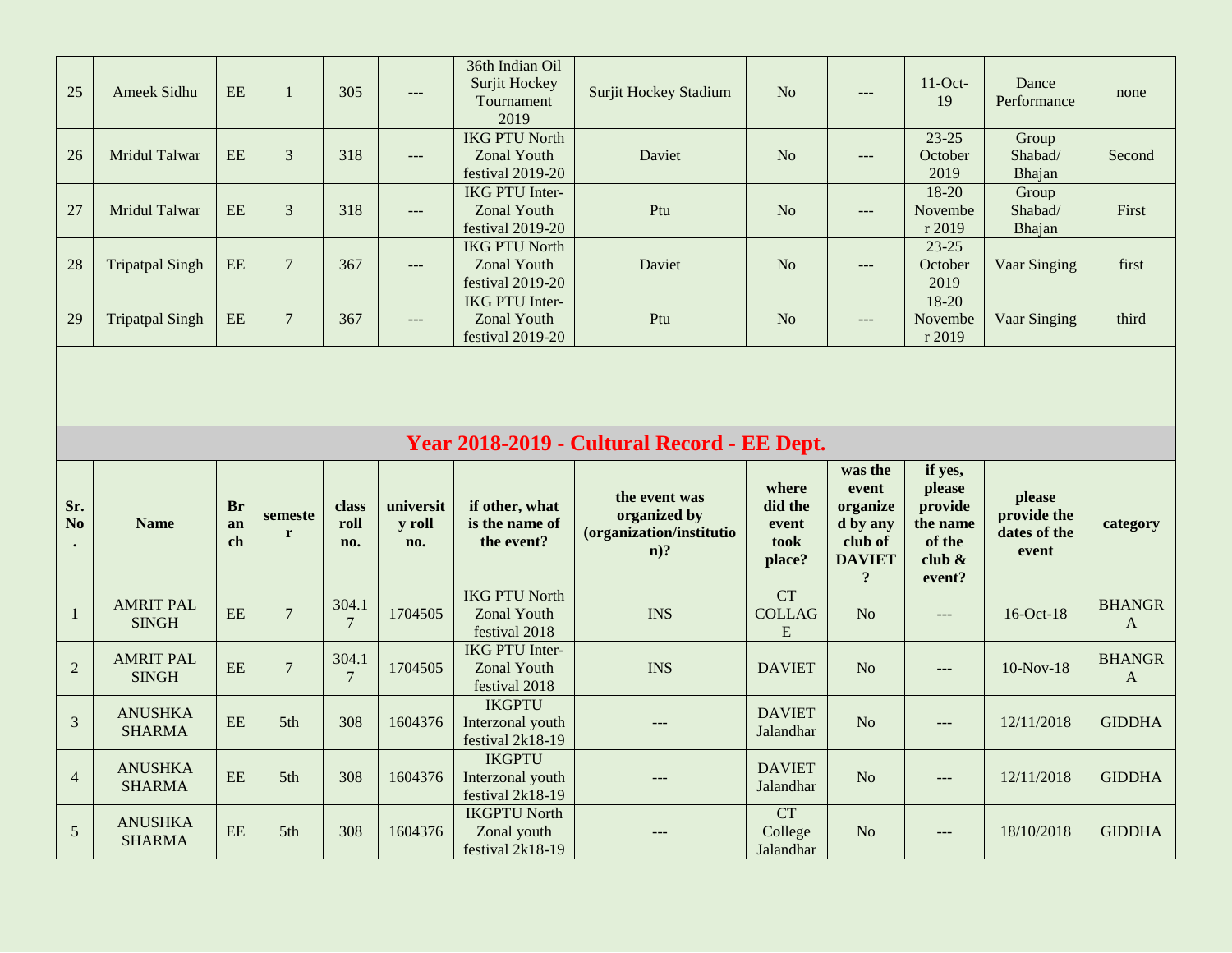| 25 | Ameek Sidhu | EE | 1 | 305 | --- | 36th Indian Oil Surjit Hockey Tournament 2019 | Surjit Hockey Stadium | No | --- | 11-Oct-19 | Dance Performance | none |
|---|---|---|---|---|---|---|---|---|---|---|---|---|
| 26 | Mridul Talwar | EE | 3 | 318 | --- | IKG PTU North Zonal Youth festival 2019-20 | Daviet | No | --- | 23-25 October 2019 | Group Shabad/ Bhajan | Second |
| 27 | Mridul Talwar | EE | 3 | 318 | --- | IKG PTU Inter-Zonal Youth festival 2019-20 | Ptu | No | --- | 18-20 November 2019 | Group Shabad/ Bhajan | First |
| 28 | Tripatpal Singh | EE | 7 | 367 | --- | IKG PTU North Zonal Youth festival 2019-20 | Daviet | No | --- | 23-25 October 2019 | Vaar Singing | first |
| 29 | Tripatpal Singh | EE | 7 | 367 | --- | IKG PTU Inter-Zonal Youth festival 2019-20 | Ptu | No | --- | 18-20 November 2019 | Vaar Singing | third |

## Year 2018-2019 - Cultural Record - EE Dept.

| Sr. No. | Name | Branch | semester | class roll no. | university roll no. | if other, what is the name of the event? | the event was organized by (organization/institution)? | where did the event took place? | was the event organized by any club of DAVIET? | if yes, please provide the name of the club & event? | please provide the dates of the event | category |
|---|---|---|---|---|---|---|---|---|---|---|---|---|
| 1 | AMRIT PAL SINGH | EE | 7 | 304.17 | 1704505 | IKG PTU North Zonal Youth festival 2018 | INS | CT COLLAGE | No | --- | 16-Oct-18 | BHANGRA |
| 2 | AMRIT PAL SINGH | EE | 7 | 304.17 | 1704505 | IKG PTU Inter-Zonal Youth festival 2018 | INS | DAVIET | No | --- | 10-Nov-18 | BHANGRA |
| 3 | ANUSHKA SHARMA | EE | 5th | 308 | 1604376 | IKGPTU Interzonal youth festival 2k18-19 | --- | DAVIET Jalandhar | No | --- | 12/11/2018 | GIDDHA |
| 4 | ANUSHKA SHARMA | EE | 5th | 308 | 1604376 | IKGPTU Interzonal youth festival 2k18-19 | --- | DAVIET Jalandhar | No | --- | 12/11/2018 | GIDDHA |
| 5 | ANUSHKA SHARMA | EE | 5th | 308 | 1604376 | IKGPTU North Zonal youth festival 2k18-19 | --- | CT College Jalandhar | No | --- | 18/10/2018 | GIDDHA |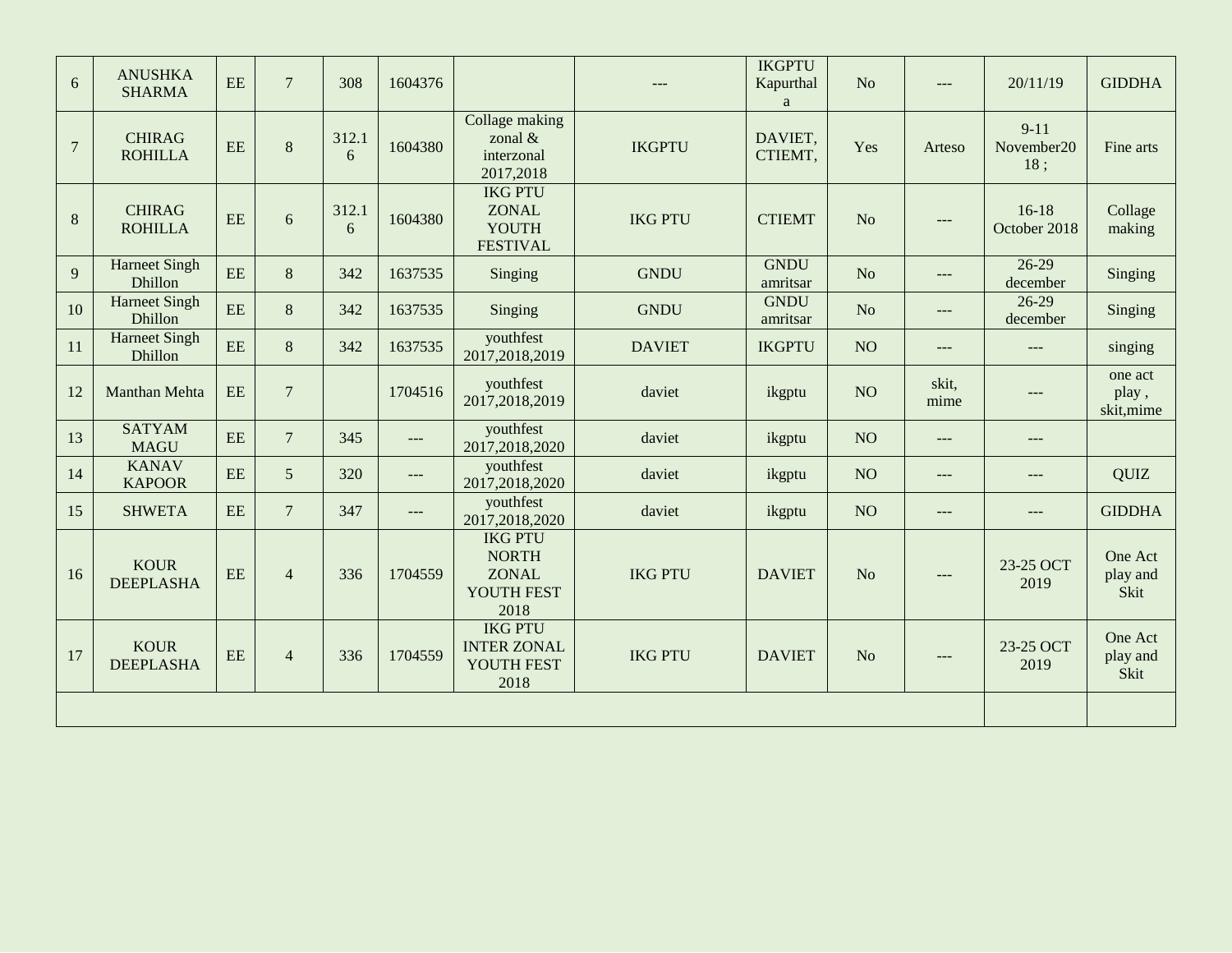| | | | | | | | | | | | | |
|---|---|---|---|---|---|---|---|---|---|---|---|---|
| 6 | ANUSHKA SHARMA | EE | 7 | 308 | 1604376 | | --- | IKGPTU Kapurthala | No | --- | 20/11/19 | GIDDHA |
| 7 | CHIRAG ROHILLA | EE | 8 | 312.16 | 1604380 | Collage making zonal & interzonal 2017,2018 | IKGPTU | DAVIET, CTIEMT, | Yes | Arteso | 9-11 November2018 ; | Fine arts |
| 8 | CHIRAG ROHILLA | EE | 6 | 312.16 | 1604380 | IKG PTU ZONAL YOUTH FESTIVAL | IKG PTU | CTIEMT | No | --- | 16-18 October 2018 | Collage making |
| 9 | Harneet Singh Dhillon | EE | 8 | 342 | 1637535 | Singing | GNDU | GNDU amritsar | No | --- | 26-29 december | Singing |
| 10 | Harneet Singh Dhillon | EE | 8 | 342 | 1637535 | Singing | GNDU | GNDU amritsar | No | --- | 26-29 december | Singing |
| 11 | Harneet Singh Dhillon | EE | 8 | 342 | 1637535 | youthfest 2017,2018,2019 | DAVIET | IKGPTU | NO | --- | --- | singing |
| 12 | Manthan Mehta | EE | 7 | | 1704516 | youthfest 2017,2018,2019 | daviet | ikgptu | NO | skit, mime | --- | one act play , skit,mime |
| 13 | SATYAM MAGU | EE | 7 | 345 | --- | youthfest 2017,2018,2020 | daviet | ikgptu | NO | --- | --- | |
| 14 | KANAV KAPOOR | EE | 5 | 320 | --- | youthfest 2017,2018,2020 | daviet | ikgptu | NO | --- | --- | QUIZ |
| 15 | SHWETA | EE | 7 | 347 | --- | youthfest 2017,2018,2020 | daviet | ikgptu | NO | --- | --- | GIDDHA |
| 16 | KOUR DEEPLASHA | EE | 4 | 336 | 1704559 | IKG PTU NORTH ZONAL YOUTH FEST 2018 | IKG PTU | DAVIET | No | --- | 23-25 OCT 2019 | One Act play and Skit |
| 17 | KOUR DEEPLASHA | EE | 4 | 336 | 1704559 | IKG PTU INTER ZONAL YOUTH FEST 2018 | IKG PTU | DAVIET | No | --- | 23-25 OCT 2019 | One Act play and Skit |
| | | | | | | | | | | | | |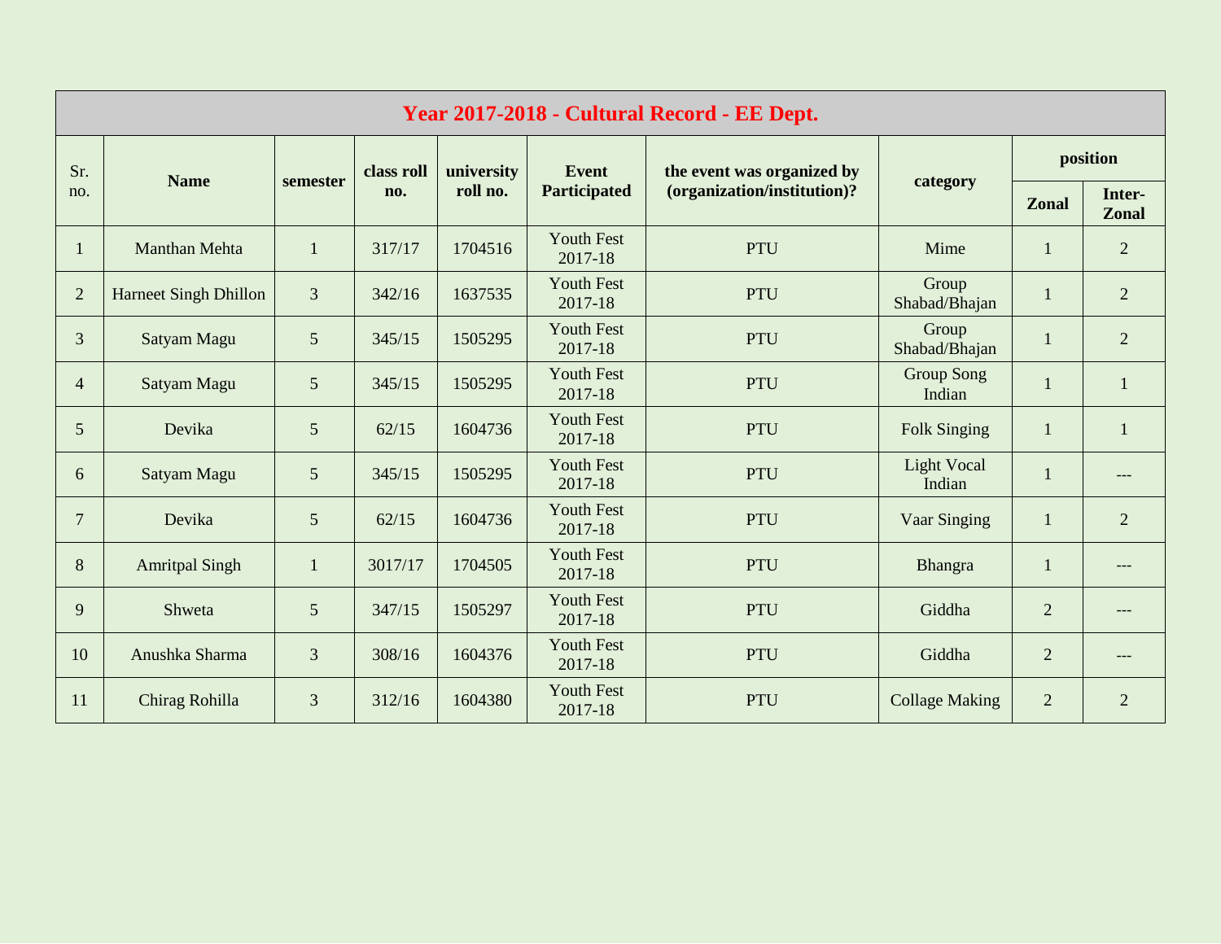| Year 2017-2018 - Cultural Record - EE Dept. | | | | | | | | | |
|---|---|---|---|---|---|---|---|---|---|
| Sr. no. | Name | semester | class roll no. | university roll no. | Event Participated | the event was organized by (organization/institution)? | category | position | |
| | | | | | | | | Zonal | Inter-Zonal |
| 1 | Manthan Mehta | 1 | 317/17 | 1704516 | Youth Fest 2017-18 | PTU | Mime | 1 | 2 |
| 2 | Harneet Singh Dhillon | 3 | 342/16 | 1637535 | Youth Fest 2017-18 | PTU | Group Shabad/Bhajan | 1 | 2 |
| 3 | Satyam Magu | 5 | 345/15 | 1505295 | Youth Fest 2017-18 | PTU | Group Shabad/Bhajan | 1 | 2 |
| 4 | Satyam Magu | 5 | 345/15 | 1505295 | Youth Fest 2017-18 | PTU | Group Song Indian | 1 | 1 |
| 5 | Devika | 5 | 62/15 | 1604736 | Youth Fest 2017-18 | PTU | Folk Singing | 1 | 1 |
| 6 | Satyam Magu | 5 | 345/15 | 1505295 | Youth Fest 2017-18 | PTU | Light Vocal Indian | 1 | --- |
| 7 | Devika | 5 | 62/15 | 1604736 | Youth Fest 2017-18 | PTU | Vaar Singing | 1 | 2 |
| 8 | Amritpal Singh | 1 | 3017/17 | 1704505 | Youth Fest 2017-18 | PTU | Bhangra | 1 | --- |
| 9 | Shweta | 5 | 347/15 | 1505297 | Youth Fest 2017-18 | PTU | Giddha | 2 | --- |
| 10 | Anushka Sharma | 3 | 308/16 | 1604376 | Youth Fest 2017-18 | PTU | Giddha | 2 | --- |
| 11 | Chirag Rohilla | 3 | 312/16 | 1604380 | Youth Fest 2017-18 | PTU | Collage Making | 2 | 2 |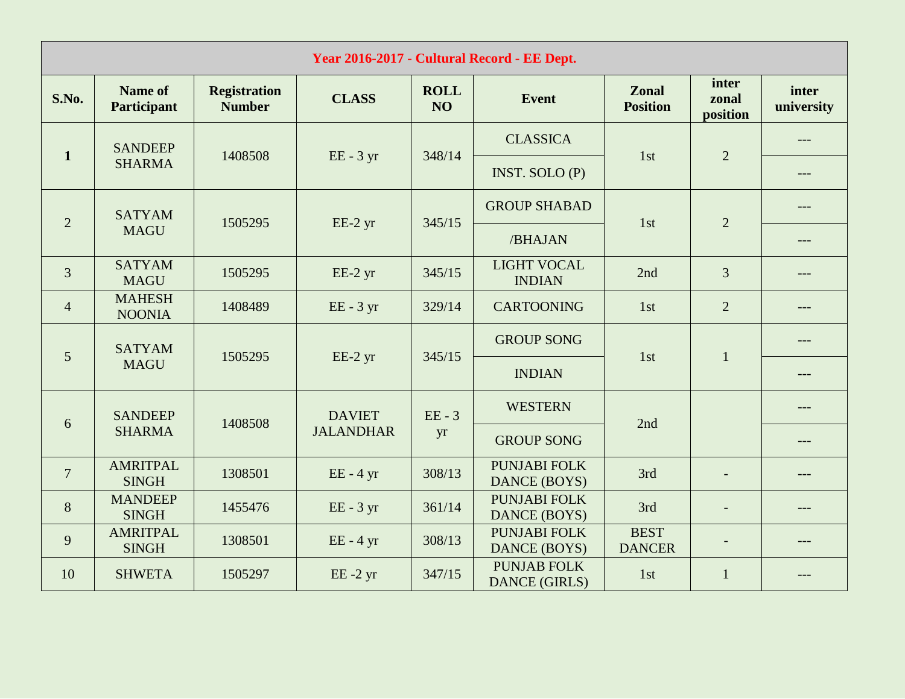| Year 2016-2017 - Cultural Record - EE Dept. | | | | | | | | |
|---|---|---|---|---|---|---|---|---|
| **S.No.** | **Name of Participant** | **Registration Number** | **CLASS** | **ROLL NO** | **Event** | **Zonal Position** | **inter zonal position** | **inter university** |
| **1** | SANDEEP SHARMA | 1408508 | EE - 3 yr | 348/14 | CLASSICA | 1st | 2 | --- |
| | | | | | INST. SOLO (P) | | | --- |
| 2 | SATYAM MAGU | 1505295 | EE-2 yr | 345/15 | GROUP SHABAD | 1st | 2 | --- |
| | | | | | /BHAJAN | | | --- |
| 3 | SATYAM MAGU | 1505295 | EE-2 yr | 345/15 | LIGHT VOCAL INDIAN | 2nd | 3 | --- |
| 4 | MAHESH NOONIA | 1408489 | EE - 3 yr | 329/14 | CARTOONING | 1st | 2 | --- |
| 5 | SATYAM MAGU | 1505295 | EE-2 yr | 345/15 | GROUP SONG | 1st | 1 | --- |
| | | | | | INDIAN | | | --- |
| 6 | SANDEEP SHARMA | 1408508 | DAVIET JALANDHAR | EE - 3 yr | WESTERN | 2nd | | --- |
| | | | | | GROUP SONG | | | --- |
| 7 | AMRITPAL SINGH | 1308501 | EE - 4 yr | 308/13 | PUNJABI FOLK DANCE (BOYS) | 3rd | - | --- |
| 8 | MANDEEP SINGH | 1455476 | EE - 3 yr | 361/14 | PUNJABI FOLK DANCE (BOYS) | 3rd | - | --- |
| 9 | AMRITPAL SINGH | 1308501 | EE - 4 yr | 308/13 | PUNJABI FOLK DANCE (BOYS) | BEST DANCER | - | --- |
| 10 | SHWETA | 1505297 | EE -2 yr | 347/15 | PUNJAB FOLK DANCE (GIRLS) | 1st | 1 | --- |